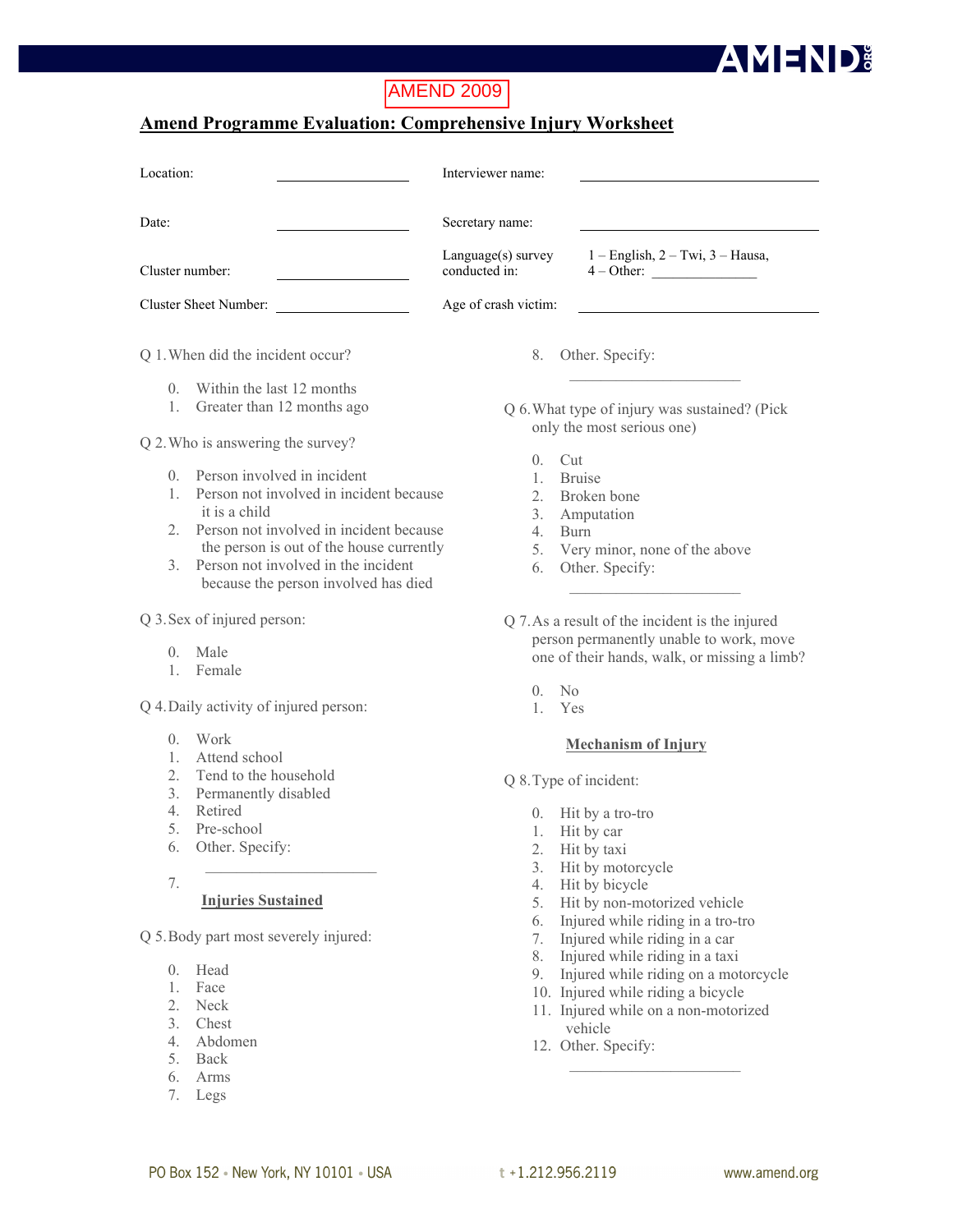AMEND 2009

## Amend Programme Evaluation: Comprehensive Injury Worksheet

Location: ______________

Interviewer name: ______________

Date: ______________

Secretary name: ______________

Cluster number: ______________

Language(s) survey conducted in: 1 – English, 2 – Twi, 3 – Hausa, 4 – Other: ______________

Cluster Sheet Number: ______________

Age of crash victim: ______________

Q 1. When did the incident occur?

0. Within the last 12 months
1. Greater than 12 months ago

Q 2. Who is answering the survey?

0. Person involved in incident
1. Person not involved in incident because it is a child
2. Person not involved in incident because the person is out of the house currently
3. Person not involved in the incident because the person involved has died

Q 3. Sex of injured person:

0. Male
1. Female

Q 4. Daily activity of injured person:

0. Work
1. Attend school
2. Tend to the household
3. Permanently disabled
4. Retired
5. Pre-school
6. Other. Specify: ______________
7.

### Injuries Sustained

Q 5. Body part most severely injured:

0. Head
1. Face
2. Neck
3. Chest
4. Abdomen
5. Back
6. Arms
7. Legs
8. Other. Specify: ______________

Q 6. What type of injury was sustained? (Pick only the most serious one)

0. Cut
1. Bruise
2. Broken bone
3. Amputation
4. Burn
5. Very minor, none of the above
6. Other. Specify: ______________

Q 7. As a result of the incident is the injured person permanently unable to work, move one of their hands, walk, or missing a limb?

0. No
1. Yes

### Mechanism of Injury

Q 8. Type of incident:

0. Hit by a tro-tro
1. Hit by car
2. Hit by taxi
3. Hit by motorcycle
4. Hit by bicycle
5. Hit by non-motorized vehicle
6. Injured while riding in a tro-tro
7. Injured while riding in a car
8. Injured while riding in a taxi
9. Injured while riding on a motorcycle
10. Injured while riding a bicycle
11. Injured while on a non-motorized vehicle
12. Other. Specify: ______________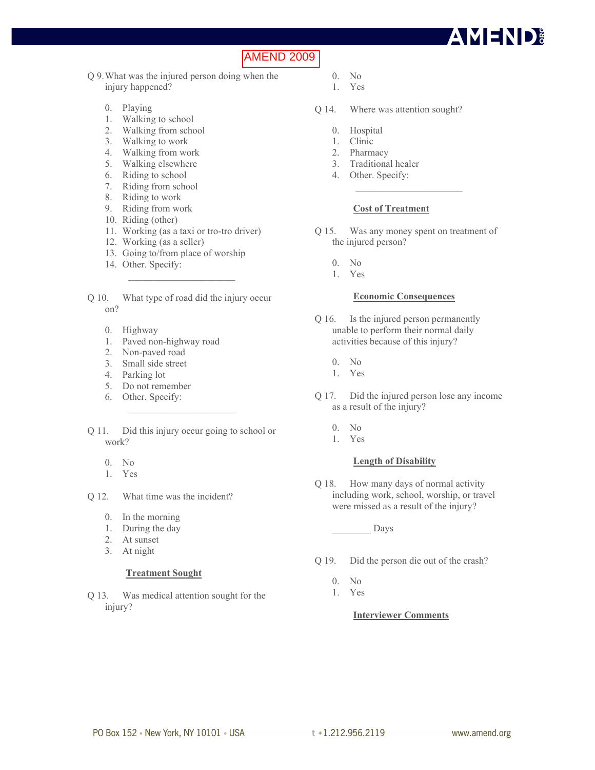AMEND 2009

Q 9. What was the injured person doing when the injury happened?

0. Playing
1. Walking to school
2. Walking from school
3. Walking to work
4. Walking from work
5. Walking elsewhere
6. Riding to school
7. Riding from school
8. Riding to work
9. Riding from work
10. Riding (other)
11. Working (as a taxi or tro-tro driver)
12. Working (as a seller)
13. Going to/from place of worship
14. Other. Specify:

______________________

Q 10. What type of road did the injury occur on?

0. Highway
1. Paved non-highway road
2. Non-paved road
3. Small side street
4. Parking lot
5. Do not remember
6. Other. Specify:

______________________

Q 11. Did this injury occur going to school or work?

0. No
1. Yes

Q 12. What time was the incident?

0. In the morning
1. During the day
2. At sunset
3. At night

**Treatment Sought**

Q 13. Was medical attention sought for the injury?

0. No
1. Yes

Q 14. Where was attention sought?

0. Hospital
1. Clinic
2. Pharmacy
3. Traditional healer
4. Other. Specify:

______________________

**Cost of Treatment**

Q 15. Was any money spent on treatment of the injured person?

0. No
1. Yes

**Economic Consequences**

Q 16. Is the injured person permanently unable to perform their normal daily activities because of this injury?

0. No
1. Yes

Q 17. Did the injured person lose any income as a result of the injury?

0. No
1. Yes

**Length of Disability**

Q 18. How many days of normal activity including work, school, worship, or travel were missed as a result of the injury?

________ Days

Q 19. Did the person die out of the crash?

0. No
1. Yes

**Interviewer Comments**